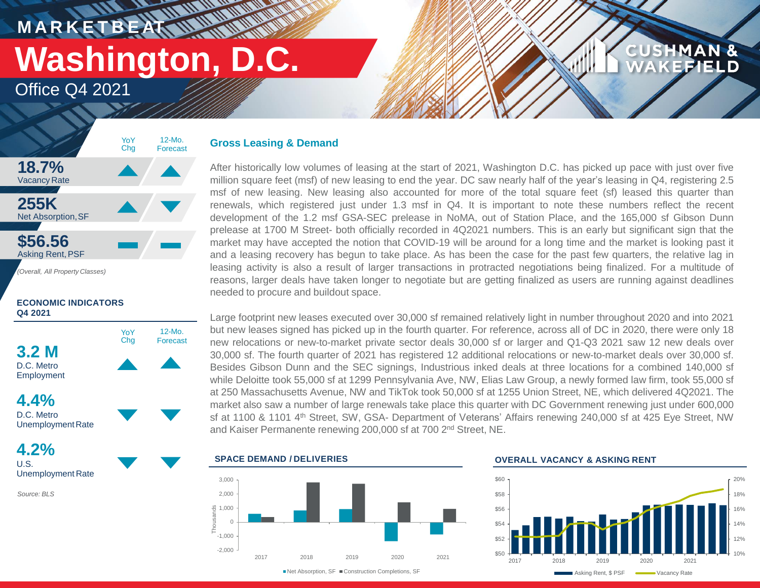# MARKETBEAT

# Washington, D.C.

## Office Q4 2021

| | YoY Chg | 12-Mo. Forecast |
|---|---|---|
| **18.7%** Vacancy Rate | ▲ | ▲ |
| **255K** Net Absorption, SF | ▲ | ▼ |
| **$56.56** Asking Rent, PSF | ▬ | ▬ |

*(Overall, All Property Classes)*

**ECONOMIC INDICATORS Q4 2021**

| | YoY Chg | 12-Mo. Forecast |
|---|---|---|
| **3.2 M** D.C. Metro Employment | ▲ | ▲ |
| **4.4%** D.C. Metro Unemployment Rate | ▼ | ▼ |
| **4.2%** U.S. Unemployment Rate | ▼ | ▼ |

*Source: BLS*

### Gross Leasing & Demand

After historically low volumes of leasing at the start of 2021, Washington D.C. has picked up pace with just over five million square feet (msf) of new leasing to end the year. DC saw nearly half of the year's leasing in Q4, registering 2.5 msf of new leasing. New leasing also accounted for more of the total square feet (sf) leased this quarter than renewals, which registered just under 1.3 msf in Q4. It is important to note these numbers reflect the recent development of the 1.2 msf GSA-SEC prelease in NoMA, out of Station Place, and the 165,000 sf of Gibson Dunn prelease at 1700 M Street- both officially recorded in 4Q2021 numbers. This is an early but significant sign that the market may have accepted the notion that COVID-19 will be around for a long time and the market is looking past it and a leasing recovery has begun to take place. As has been the case for the past few quarters, the relative lag in leasing activity is also a result of larger transactions in protracted negotiations being finalized. For a multitude of reasons, larger deals have taken longer to negotiate but are getting finalized as users are running against deadlines needed to procure and buildout space.

Large footprint new leases executed over 30,000 sf remained relatively light in number throughout 2020 and into 2021 but new leases signed has picked up in the fourth quarter. For reference, across all of DC in 2020, there were only 18 new relocations or new-to-market private sector deals 30,000 sf or larger and Q1-Q3 2021 saw 12 new deals over 30,000 sf. The fourth quarter of 2021 has registered 12 additional relocations or new-to-market deals over 30,000 sf. Besides Gibson Dunn and the SEC signings, Industrious inked deals at three locations for a combined 140,000 sf while Deloitte took 55,000 sf at 1299 Pennsylvania Ave, NW, Elias Law Group, a newly formed law firm, took 55,000 sf at 250 Massachusetts Avenue, NW and TikTok took 50,000 sf at 1255 Union Street, NE, which delivered 4Q2021. The market also saw a number of large renewals take place this quarter with DC Government renewing just under 600,000 sf at 1100 & 1101 4th Street, SW, GSA- Department of Veterans' Affairs renewing 240,000 sf at 425 Eye Street, NW and Kaiser Permanente renewing 200,000 sf at 700 2nd Street, NE.

**SPACE DEMAND / DELIVERIES**

■ Net Absorption, SF ■ Construction Completions, SF

**OVERALL VACANCY & ASKING RENT**

Asking Rent, $ PSF — Vacancy Rate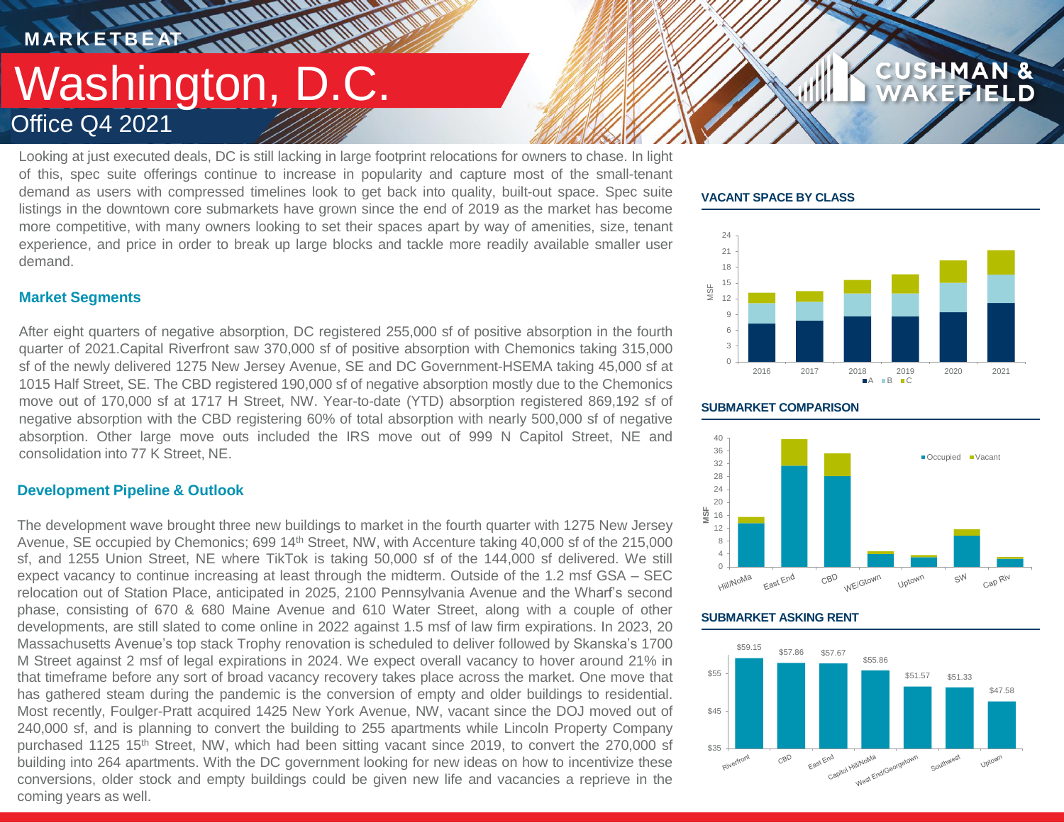# MARKETBEAT

# Washington, D.C.

## Office Q4 2021

Looking at just executed deals, DC is still lacking in large footprint relocations for owners to chase. In light of this, spec suite offerings continue to increase in popularity and capture most of the small-tenant demand as users with compressed timelines look to get back into quality, built-out space. Spec suite listings in the downtown core submarkets have grown since the end of 2019 as the market has become more competitive, with many owners looking to set their spaces apart by way of amenities, size, tenant experience, and price in order to break up large blocks and tackle more readily available smaller user demand.

### Market Segments

After eight quarters of negative absorption, DC registered 255,000 sf of positive absorption in the fourth quarter of 2021.Capital Riverfront saw 370,000 sf of positive absorption with Chemonics taking 315,000 sf of the newly delivered 1275 New Jersey Avenue, SE and DC Government-HSEMA taking 45,000 sf at 1015 Half Street, SE. The CBD registered 190,000 sf of negative absorption mostly due to the Chemonics move out of 170,000 sf at 1717 H Street, NW. Year-to-date (YTD) absorption registered 869,192 sf of negative absorption with the CBD registering 60% of total absorption with nearly 500,000 sf of negative absorption. Other large move outs included the IRS move out of 999 N Capitol Street, NE and consolidation into 77 K Street, NE.

### Development Pipeline & Outlook

The development wave brought three new buildings to market in the fourth quarter with 1275 New Jersey Avenue, SE occupied by Chemonics; 699 14th Street, NW, with Accenture taking 40,000 sf of the 215,000 sf, and 1255 Union Street, NE where TikTok is taking 50,000 sf of the 144,000 sf delivered. We still expect vacancy to continue increasing at least through the midterm. Outside of the 1.2 msf GSA – SEC relocation out of Station Place, anticipated in 2025, 2100 Pennsylvania Avenue and the Wharf's second phase, consisting of 670 & 680 Maine Avenue and 610 Water Street, along with a couple of other developments, are still slated to come online in 2022 against 1.5 msf of law firm expirations. In 2023, 20 Massachusetts Avenue's top stack Trophy renovation is scheduled to deliver followed by Skanska's 1700 M Street against 2 msf of legal expirations in 2024. We expect overall vacancy to hover around 21% in that timeframe before any sort of broad vacancy recovery takes place across the market. One move that has gathered steam during the pandemic is the conversion of empty and older buildings to residential. Most recently, Foulger-Pratt acquired 1425 New York Avenue, NW, vacant since the DOJ moved out of 240,000 sf, and is planning to convert the building to 255 apartments while Lincoln Property Company purchased 1125 15th Street, NW, which had been sitting vacant since 2019, to convert the 270,000 sf building into 264 apartments. With the DC government looking for new ideas on how to incentivize these conversions, older stock and empty buildings could be given new life and vacancies a reprieve in the coming years as well.

### VACANT SPACE BY CLASS

(MSF; A / B / C; 2016–2021)

### SUBMARKET COMPARISON

(MSF; Occupied / Vacant; Hill/NoMa, East End, CBD, WE/Gtown, Uptown, SW, Cap Riv)

### SUBMARKET ASKING RENT

| Submarket | Asking Rent |
|---|---|
| Riverfront | $59.15 |
| CBD | $57.86 |
| East End | $57.67 |
| Capitol Hill/NoMa | $55.86 |
| West End/Georgetown | $51.57 |
| Southwest | $51.33 |
| Uptown | $47.58 |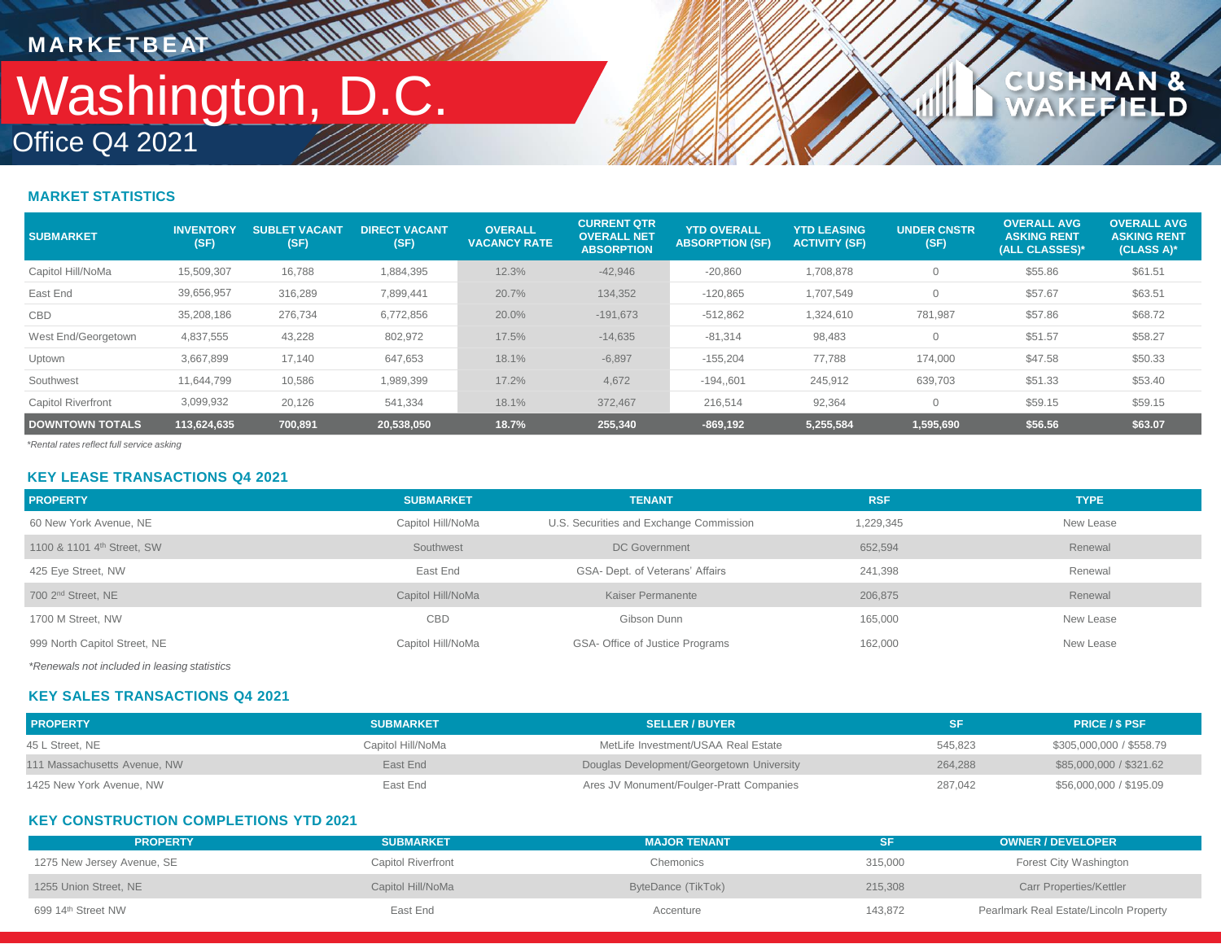MARKETBEAT

# Washington, D.C.

Office Q4 2021

## MARKET STATISTICS

| SUBMARKET | INVENTORY (SF) | SUBLET VACANT (SF) | DIRECT VACANT (SF) | OVERALL VACANCY RATE | CURRENT QTR OVERALL NET ABSORPTION | YTD OVERALL ABSORPTION (SF) | YTD LEASING ACTIVITY (SF) | UNDER CNSTR (SF) | OVERALL AVG ASKING RENT (ALL CLASSES)* | OVERALL AVG ASKING RENT (CLASS A)* |
|---|---|---|---|---|---|---|---|---|---|---|
| Capitol Hill/NoMa | 15,509,307 | 16,788 | 1,884,395 | 12.3% | -42,946 | -20,860 | 1,708,878 | 0 | $55.86 | $61.51 |
| East End | 39,656,957 | 316,289 | 7,899,441 | 20.7% | 134,352 | -120,865 | 1,707,549 | 0 | $57.67 | $63.51 |
| CBD | 35,208,186 | 276,734 | 6,772,856 | 20.0% | -191,673 | -512,862 | 1,324,610 | 781,987 | $57.86 | $68.72 |
| West End/Georgetown | 4,837,555 | 43,228 | 802,972 | 17.5% | -14,635 | -81,314 | 98,483 | 0 | $51.57 | $58.27 |
| Uptown | 3,667,899 | 17,140 | 647,653 | 18.1% | -6,897 | -155,204 | 77,788 | 174,000 | $47.58 | $50.33 |
| Southwest | 11,644,799 | 10,586 | 1,989,399 | 17.2% | 4,672 | -194,,601 | 245,912 | 639,703 | $51.33 | $53.40 |
| Capitol Riverfront | 3,099,932 | 20,126 | 541,334 | 18.1% | 372,467 | 216,514 | 92,364 | 0 | $59.15 | $59.15 |
| **DOWNTOWN TOTALS** | **113,624,635** | **700,891** | **20,538,050** | **18.7%** | **255,340** | **-869,192** | **5,255,584** | **1,595,690** | **$56.56** | **$63.07** |

*\*Rental rates reflect full service asking*

## KEY LEASE TRANSACTIONS Q4 2021

| PROPERTY | SUBMARKET | TENANT | RSF | TYPE |
|---|---|---|---|---|
| 60 New York Avenue, NE | Capitol Hill/NoMa | U.S. Securities and Exchange Commission | 1,229,345 | New Lease |
| 1100 & 1101 4th Street, SW | Southwest | DC Government | 652,594 | Renewal |
| 425 Eye Street, NW | East End | GSA- Dept. of Veterans' Affairs | 241,398 | Renewal |
| 700 2nd Street, NE | Capitol Hill/NoMa | Kaiser Permanente | 206,875 | Renewal |
| 1700 M Street, NW | CBD | Gibson Dunn | 165,000 | New Lease |
| 999 North Capitol Street, NE | Capitol Hill/NoMa | GSA- Office of Justice Programs | 162,000 | New Lease |

*\*Renewals not included in leasing statistics*

## KEY SALES TRANSACTIONS Q4 2021

| PROPERTY | SUBMARKET | SELLER / BUYER | SF | PRICE / $ PSF |
|---|---|---|---|---|
| 45 L Street, NE | Capitol Hill/NoMa | MetLife Investment/USAA Real Estate | 545,823 | $305,000,000 / $558.79 |
| 111 Massachusetts Avenue, NW | East End | Douglas Development/Georgetown University | 264,288 | $85,000,000 / $321.62 |
| 1425 New York Avenue, NW | East End | Ares JV Monument/Foulger-Pratt Companies | 287,042 | $56,000,000 / $195.09 |

## KEY CONSTRUCTION COMPLETIONS YTD 2021

| PROPERTY | SUBMARKET | MAJOR TENANT | SF | OWNER / DEVELOPER |
|---|---|---|---|---|
| 1275 New Jersey Avenue, SE | Capitol Riverfront | Chemonics | 315,000 | Forest City Washington |
| 1255 Union Street, NE | Capitol Hill/NoMa | ByteDance (TikTok) | 215,308 | Carr Properties/Kettler |
| 699 14th Street NW | East End | Accenture | 143,872 | Pearlmark Real Estate/Lincoln Property |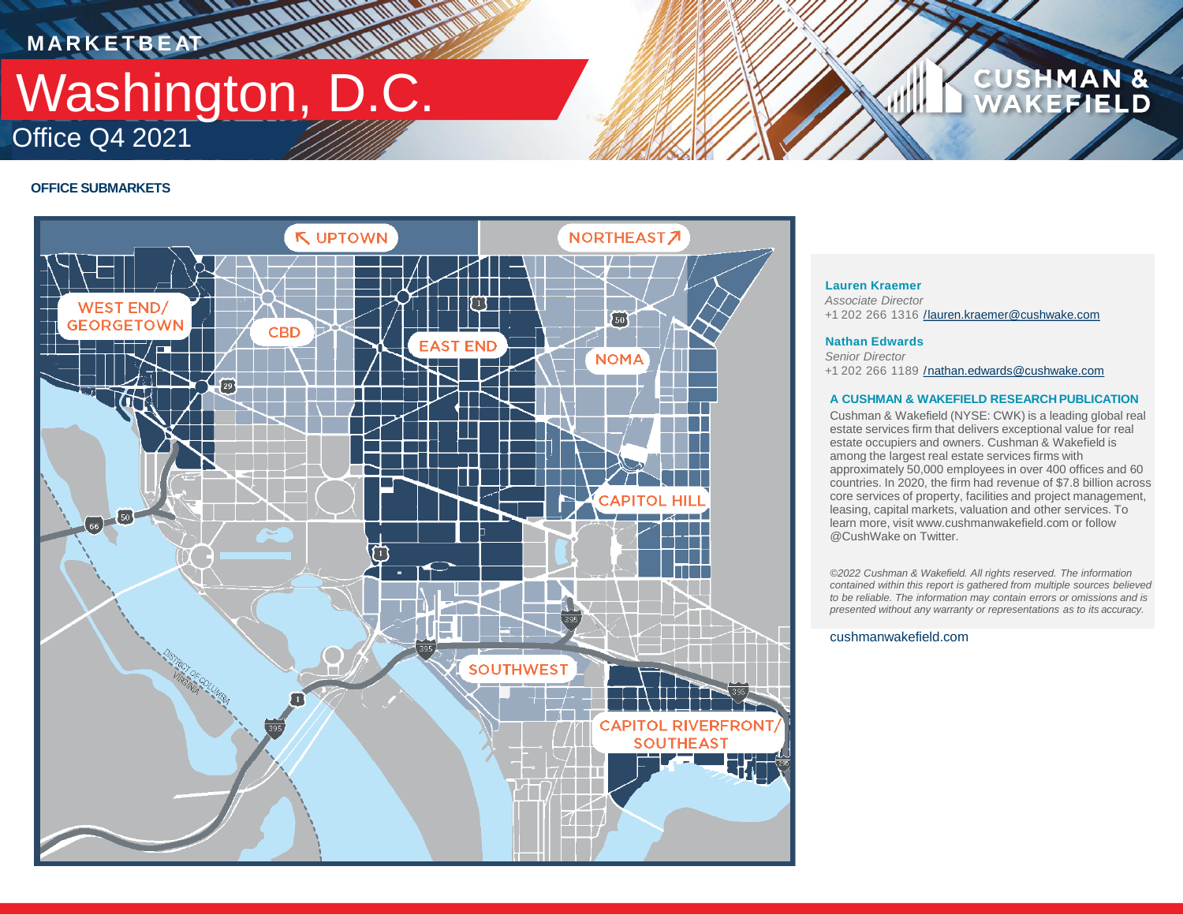MARKETBEAT

# Washington, D.C.

Office Q4 2021

**OFFICE SUBMARKETS**

UPTOWN
NORTHEAST
WEST END/ GEORGETOWN
CBD
EAST END
NOMA
CAPITOL HILL
SOUTHWEST
CAPITOL RIVERFRONT/ SOUTHEAST

**Lauren Kraemer**
*Associate Director*
+1 202 266 1316 /lauren.kraemer@cushwake.com

**Nathan Edwards**
*Senior Director*
+1 202 266 1189 /nathan.edwards@cushwake.com

**A CUSHMAN & WAKEFIELD RESEARCH PUBLICATION**

Cushman & Wakefield (NYSE: CWK) is a leading global real estate services firm that delivers exceptional value for real estate occupiers and owners. Cushman & Wakefield is among the largest real estate services firms with approximately 50,000 employees in over 400 offices and 60 countries. In 2020, the firm had revenue of $7.8 billion across core services of property, facilities and project management, leasing, capital markets, valuation and other services. To learn more, visit www.cushmanwakefield.com or follow @CushWake on Twitter.

*©2022 Cushman & Wakefield. All rights reserved. The information contained within this report is gathered from multiple sources believed to be reliable. The information may contain errors or omissions and is presented without any warranty or representations as to its accuracy.*

cushmanwakefield.com